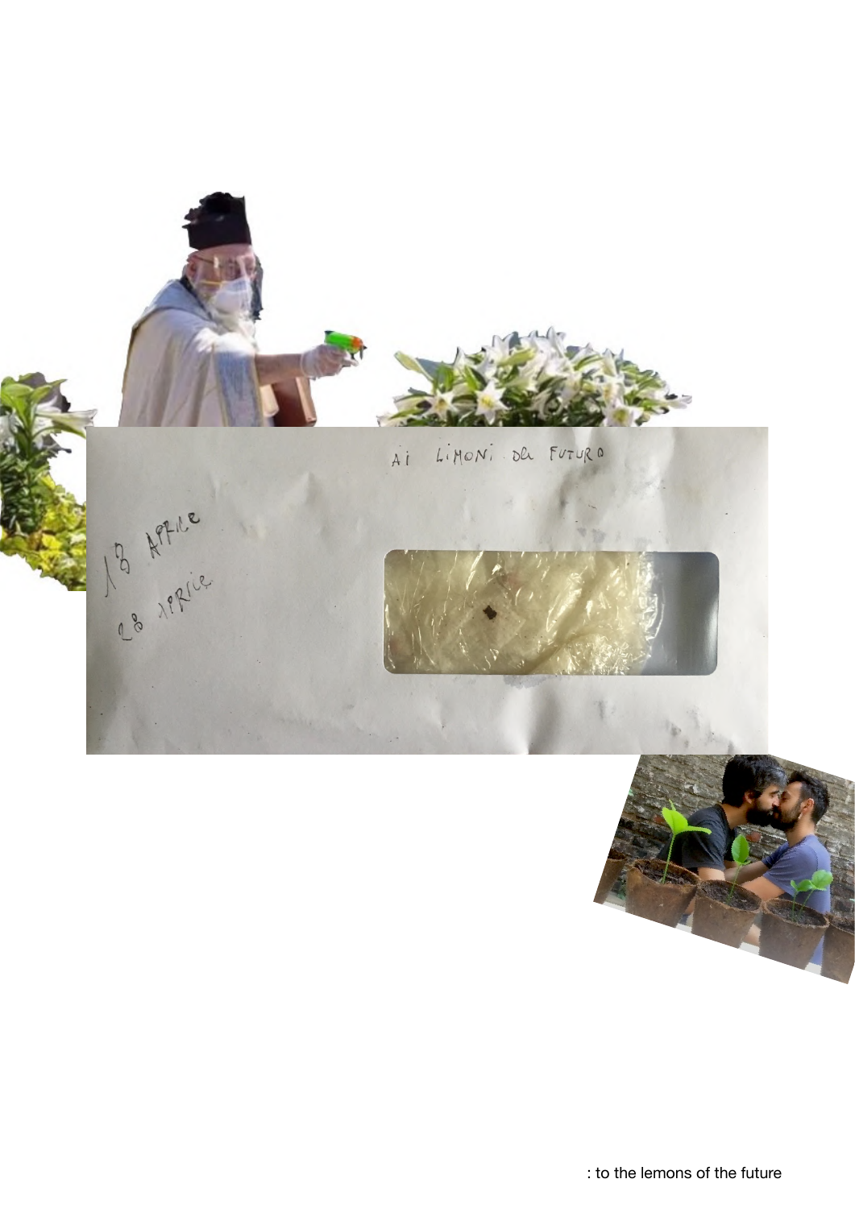: to the lemons of the future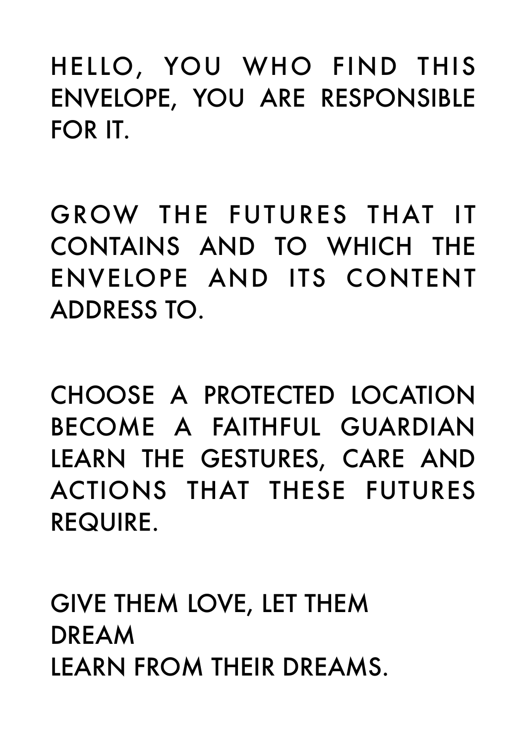HELLO, YOU WHO FIND THIS ENVELOPE, YOU ARE RESPONSIBLE FOR IT.

GROW THE FUTURES THAT IT CONTAINS AND TO WHICH THE ENVELOPE AND ITS CONTENT ADDRESS TO.

CHOOSE A PROTECTED LOCATION
BECOME A FAITHFUL GUARDIAN
LEARN THE GESTURES, CARE AND ACTIONS THAT THESE FUTURES REQUIRE.

GIVE THEM LOVE, LET THEM
DREAM
LEARN FROM THEIR DREAMS.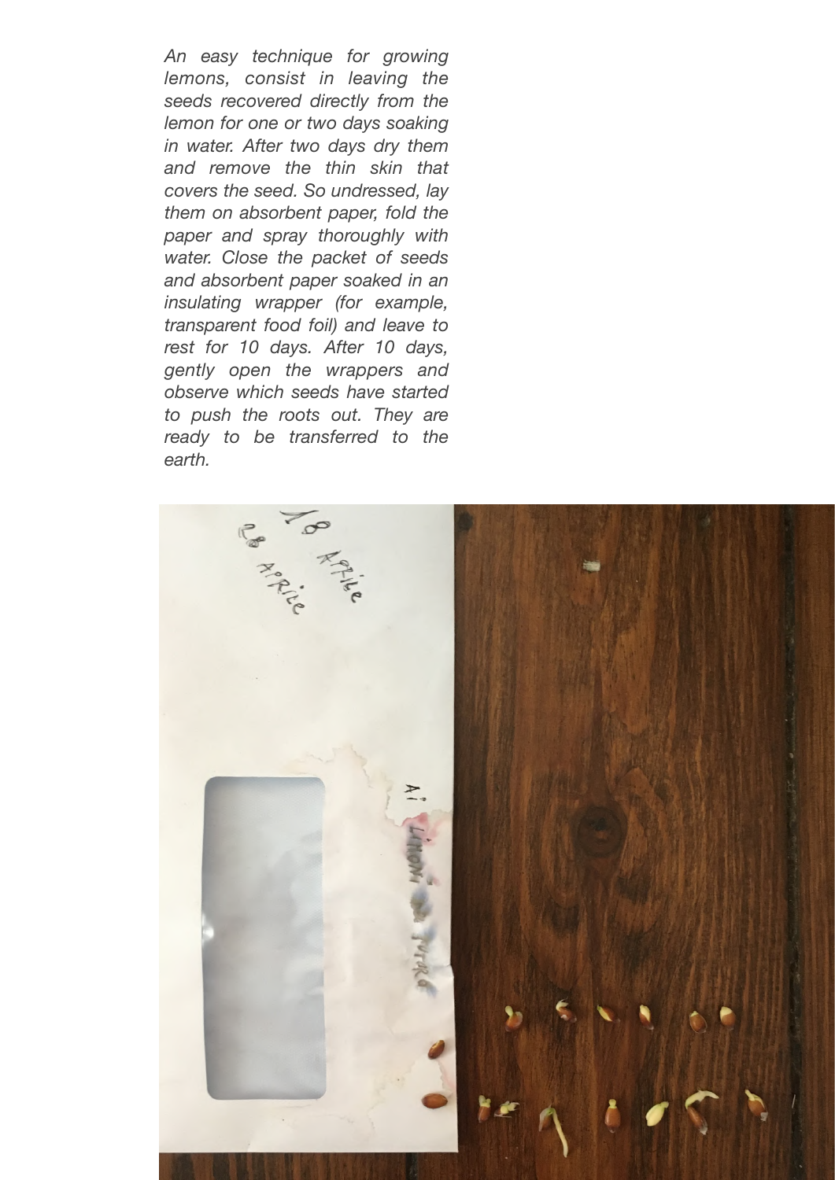*An easy technique for growing lemons, consist in leaving the seeds recovered directly from the lemon for one or two days soaking in water. After two days dry them and remove the thin skin that covers the seed. So undressed, lay them on absorbent paper, fold the paper and spray thoroughly with water. Close the packet of seeds and absorbent paper soaked in an insulating wrapper (for example, transparent food foil) and leave to rest for 10 days. After 10 days, gently open the wrappers and observe which seeds have started to push the roots out. They are ready to be transferred to the earth.*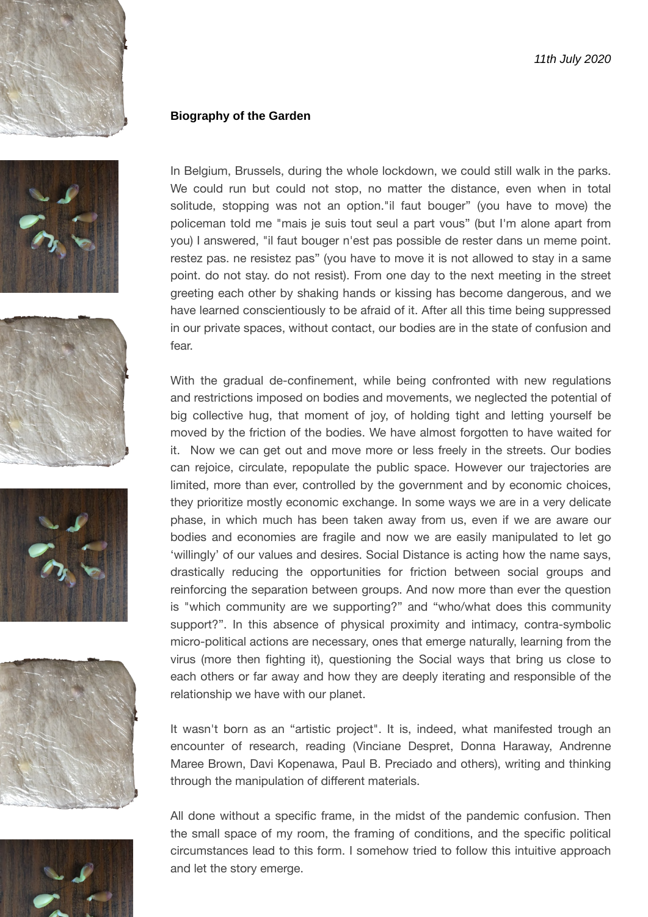*11th July 2020*

**Biography of the Garden**

In Belgium, Brussels, during the whole lockdown, we could still walk in the parks. We could run but could not stop, no matter the distance, even when in total solitude, stopping was not an option."il faut bouger" (you have to move) the policeman told me "mais je suis tout seul a part vous" (but I'm alone apart from you) I answered, "il faut bouger n'est pas possible de rester dans un meme point. restez pas. ne resistez pas" (you have to move it is not allowed to stay in a same point. do not stay. do not resist). From one day to the next meeting in the street greeting each other by shaking hands or kissing has become dangerous, and we have learned conscientiously to be afraid of it. After all this time being suppressed in our private spaces, without contact, our bodies are in the state of confusion and fear.

With the gradual de-confinement, while being confronted with new regulations and restrictions imposed on bodies and movements, we neglected the potential of big collective hug, that moment of joy, of holding tight and letting yourself be moved by the friction of the bodies. We have almost forgotten to have waited for it. Now we can get out and move more or less freely in the streets. Our bodies can rejoice, circulate, repopulate the public space. However our trajectories are limited, more than ever, controlled by the government and by economic choices, they prioritize mostly economic exchange. In some ways we are in a very delicate phase, in which much has been taken away from us, even if we are aware our bodies and economies are fragile and now we are easily manipulated to let go 'willingly' of our values and desires. Social Distance is acting how the name says, drastically reducing the opportunities for friction between social groups and reinforcing the separation between groups. And now more than ever the question is "which community are we supporting?" and "who/what does this community support?". In this absence of physical proximity and intimacy, contra-symbolic micro-political actions are necessary, ones that emerge naturally, learning from the virus (more then fighting it), questioning the Social ways that bring us close to each others or far away and how they are deeply iterating and responsible of the relationship we have with our planet.

It wasn't born as an "artistic project". It is, indeed, what manifested trough an encounter of research, reading (Vinciane Despret, Donna Haraway, Andrenne Maree Brown, Davi Kopenawa, Paul B. Preciado and others), writing and thinking through the manipulation of different materials.

All done without a specific frame, in the midst of the pandemic confusion. Then the small space of my room, the framing of conditions, and the specific political circumstances lead to this form. I somehow tried to follow this intuitive approach and let the story emerge.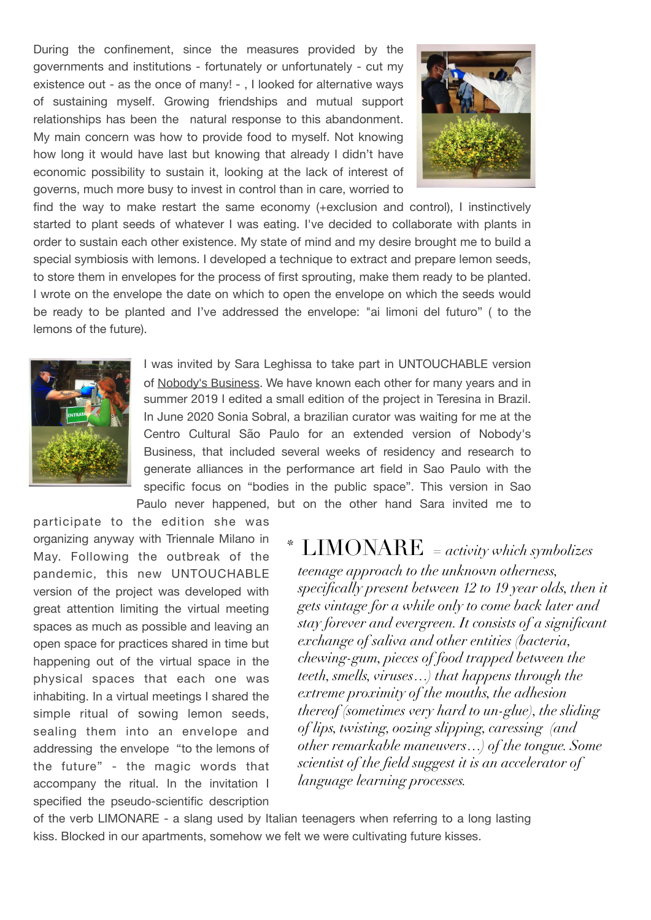During the confinement, since the measures provided by the governments and institutions - fortunately or unfortunately - cut my existence out - as the once of many! - , I looked for alternative ways of sustaining myself. Growing friendships and mutual support relationships has been the natural response to this abandonment. My main concern was how to provide food to myself. Not knowing how long it would have last but knowing that already I didn't have economic possibility to sustain it, looking at the lack of interest of governs, much more busy to invest in control than in care, worried to find the way to make restart the same economy (+exclusion and control), I instinctively started to plant seeds of whatever I was eating. I've decided to collaborate with plants in order to sustain each other existence. My state of mind and my desire brought me to build a special symbiosis with lemons. I developed a technique to extract and prepare lemon seeds, to store them in envelopes for the process of first sprouting, make them ready to be planted. I wrote on the envelope the date on which to open the envelope on which the seeds would be ready to be planted and I've addressed the envelope: "ai limoni del futuro" ( to the lemons of the future).

I was invited by Sara Leghissa to take part in UNTOUCHABLE version of Nobody's Business. We have known each other for many years and in summer 2019 I edited a small edition of the project in Teresina in Brazil. In June 2020 Sonia Sobral, a brazilian curator was waiting for me at the Centro Cultural São Paulo for an extended version of Nobody's Business, that included several weeks of residency and research to generate alliances in the performance art field in Sao Paulo with the specific focus on "bodies in the public space". This version in Sao Paulo never happened, but on the other hand Sara invited me to participate to the edition she was organizing anyway with Triennale Milano in May. Following the outbreak of the pandemic, this new UNTOUCHABLE version of the project was developed with great attention limiting the virtual meeting spaces as much as possible and leaving an open space for practices shared in time but happening out of the virtual space in the physical spaces that each one was inhabiting. In a virtual meetings I shared the simple ritual of sowing lemon seeds, sealing them into an envelope and addressing the envelope "to the lemons of the future" - the magic words that accompany the ritual. In the invitation I specified the pseudo-scientific description of the verb LIMONARE - a slang used by Italian teenagers when referring to a long lasting kiss. Blocked in our apartments, somehow we felt we were cultivating future kisses.

\* LIMONARE = *activity which symbolizes teenage approach to the unknown otherness, specifically present between 12 to 19 year olds, then it gets vintage for a while only to come back later and stay forever and evergreen. It consists of a significant exchange of saliva and other entities (bacteria, chewing-gum, pieces of food trapped between the teeth, smells, viruses…) that happens through the extreme proximity of the mouths, the adhesion thereof (sometimes very hard to un-glue), the sliding of lips, twisting, oozing slipping, caressing (and other remarkable maneuvers…) of the tongue. Some scientist of the field suggest it is an accelerator of language learning processes.*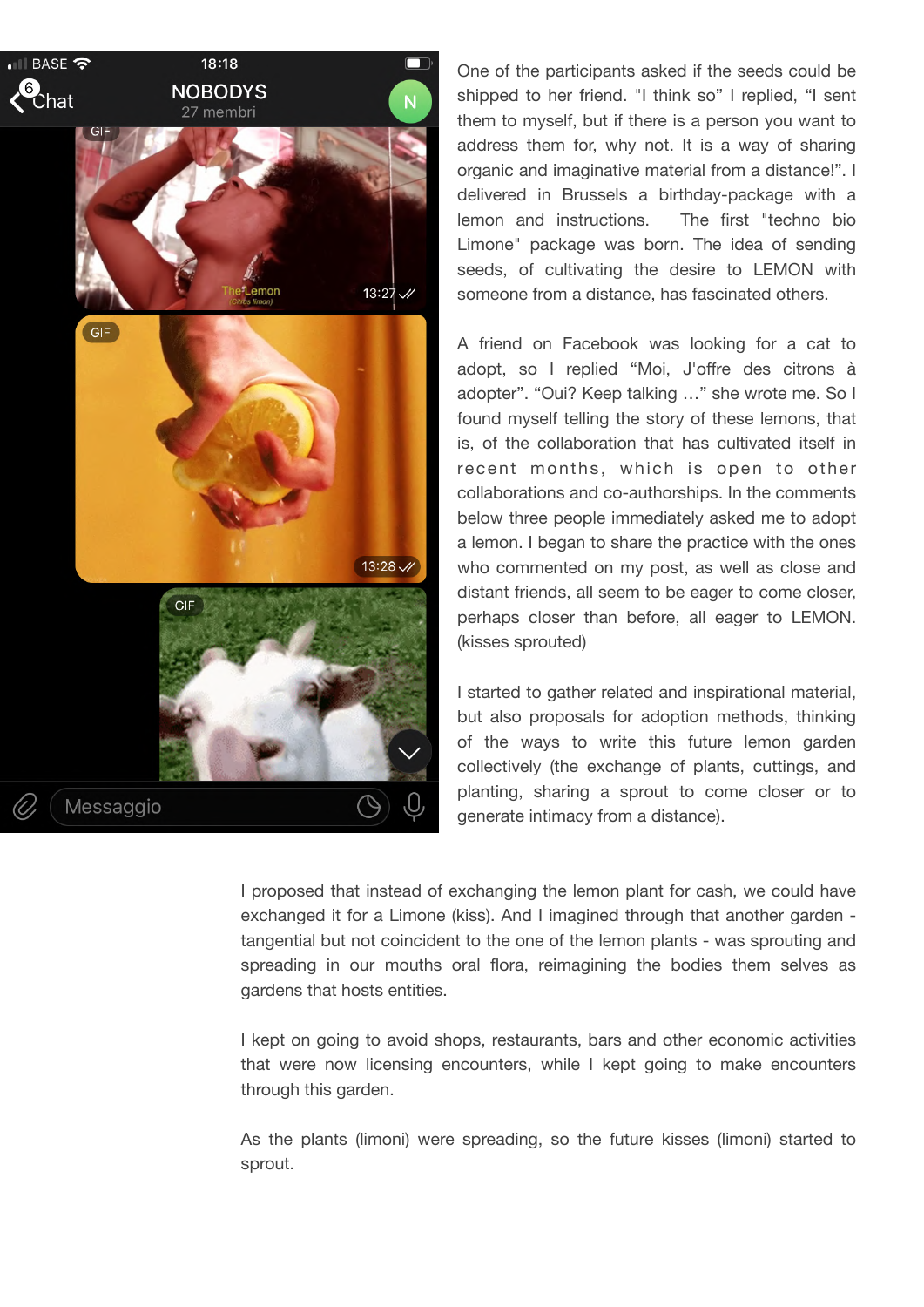One of the participants asked if the seeds could be shipped to her friend. "I think so" I replied, "I sent them to myself, but if there is a person you want to address them for, why not. It is a way of sharing organic and imaginative material from a distance!". I delivered in Brussels a birthday-package with a lemon and instructions. The first "techno bio Limone" package was born. The idea of sending seeds, of cultivating the desire to LEMON with someone from a distance, has fascinated others.

A friend on Facebook was looking for a cat to adopt, so I replied "Moi, J'offre des citrons à adopter". "Oui? Keep talking …" she wrote me. So I found myself telling the story of these lemons, that is, of the collaboration that has cultivated itself in recent months, which is open to other collaborations and co-authorships. In the comments below three people immediately asked me to adopt a lemon. I began to share the practice with the ones who commented on my post, as well as close and distant friends, all seem to be eager to come closer, perhaps closer than before, all eager to LEMON. (kisses sprouted)

I started to gather related and inspirational material, but also proposals for adoption methods, thinking of the ways to write this future lemon garden collectively (the exchange of plants, cuttings, and planting, sharing a sprout to come closer or to generate intimacy from a distance).

I proposed that instead of exchanging the lemon plant for cash, we could have exchanged it for a Limone (kiss). And I imagined through that another garden - tangential but not coincident to the one of the lemon plants - was sprouting and spreading in our mouths oral flora, reimagining the bodies them selves as gardens that hosts entities.

I kept on going to avoid shops, restaurants, bars and other economic activities that were now licensing encounters, while I kept going to make encounters through this garden.

As the plants (limoni) were spreading, so the future kisses (limoni) started to sprout.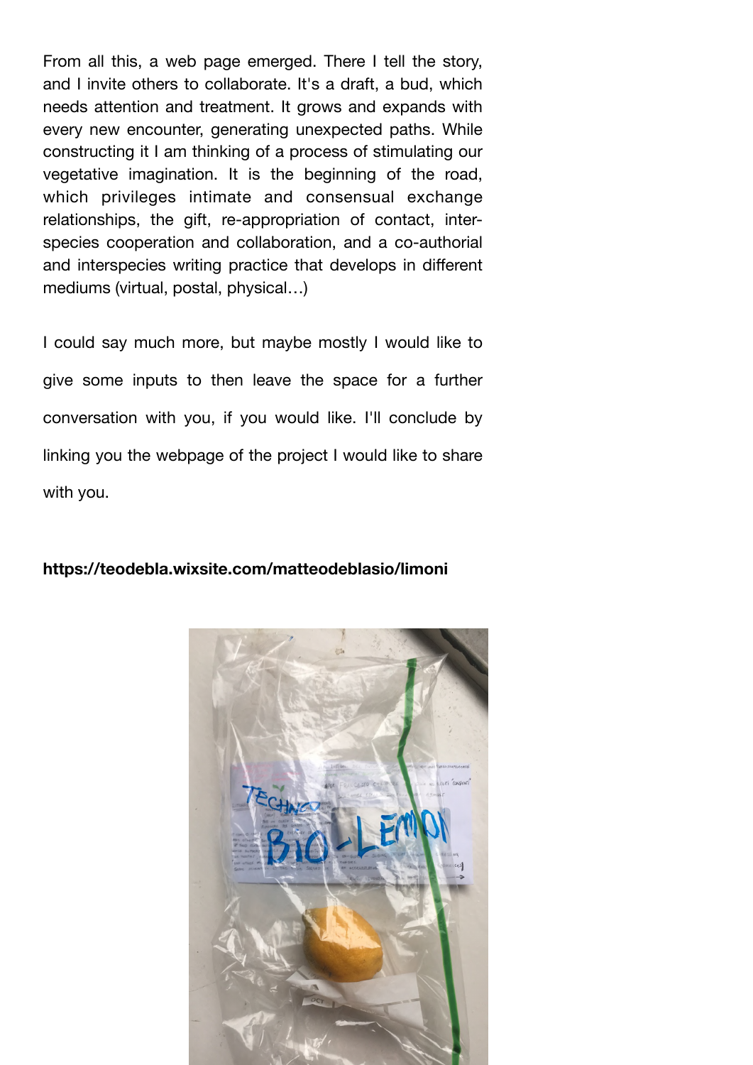From all this, a web page emerged. There I tell the story, and I invite others to collaborate. It's a draft, a bud, which needs attention and treatment. It grows and expands with every new encounter, generating unexpected paths. While constructing it I am thinking of a process of stimulating our vegetative imagination. It is the beginning of the road, which privileges intimate and consensual exchange relationships, the gift, re-appropriation of contact, inter-species cooperation and collaboration, and a co-authorial and interspecies writing practice that develops in different mediums (virtual, postal, physical…)

I could say much more, but maybe mostly I would like to give some inputs to then leave the space for a further conversation with you, if you would like. I'll conclude by linking you the webpage of the project I would like to share with you.

**https://teodebla.wixsite.com/matteodeblasio/limoni**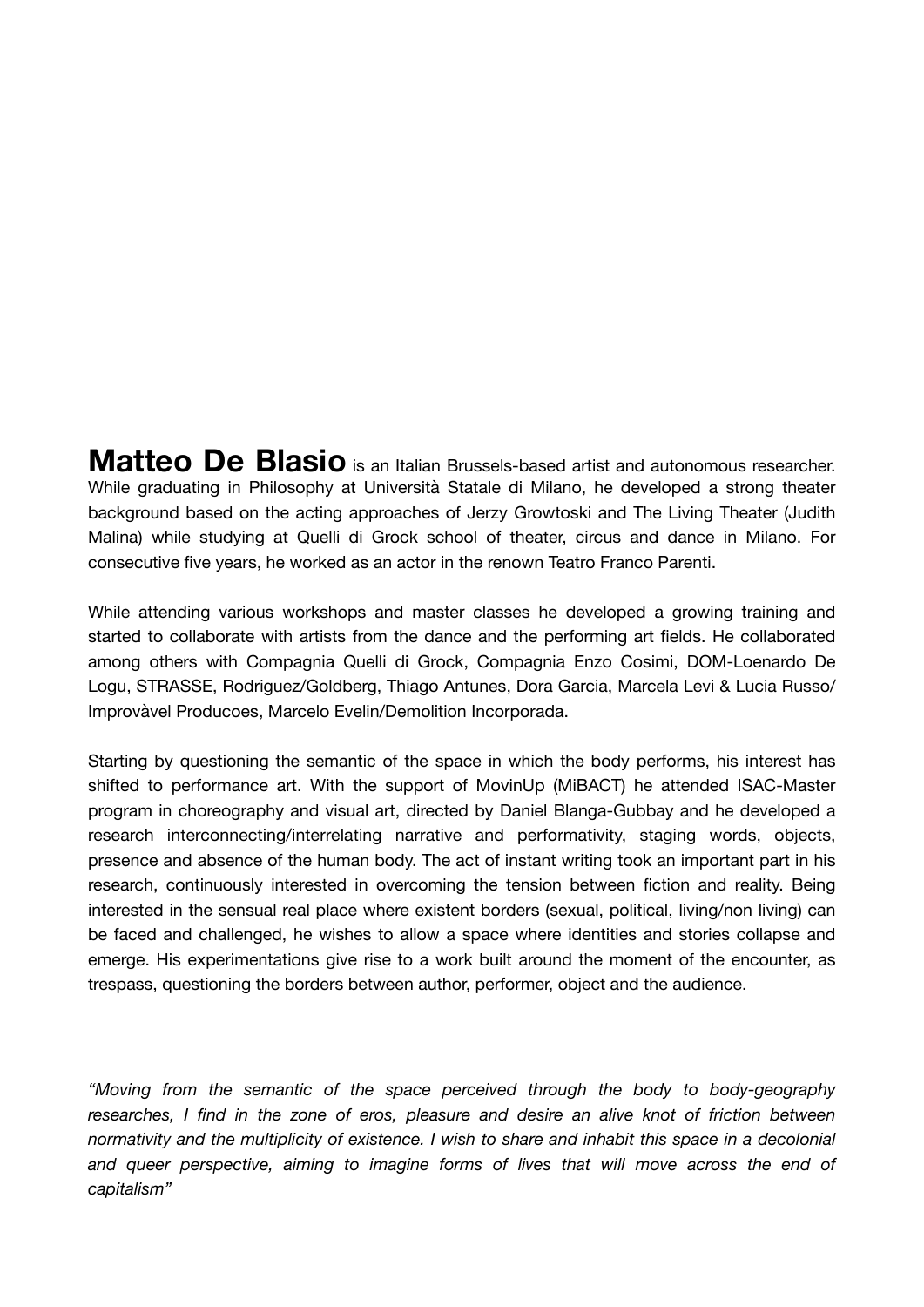**Matteo De Blasio** is an Italian Brussels-based artist and autonomous researcher. While graduating in Philosophy at Università Statale di Milano, he developed a strong theater background based on the acting approaches of Jerzy Growtoski and The Living Theater (Judith Malina) while studying at Quelli di Grock school of theater, circus and dance in Milano. For consecutive five years, he worked as an actor in the renown Teatro Franco Parenti.

While attending various workshops and master classes he developed a growing training and started to collaborate with artists from the dance and the performing art fields. He collaborated among others with Compagnia Quelli di Grock, Compagnia Enzo Cosimi, DOM-Loenardo De Logu, STRASSE, Rodriguez/Goldberg, Thiago Antunes, Dora Garcia, Marcela Levi & Lucia Russo/ Improvàvel Producoes, Marcelo Evelin/Demolition Incorporada.

Starting by questioning the semantic of the space in which the body performs, his interest has shifted to performance art. With the support of MovinUp (MiBACT) he attended ISAC-Master program in choreography and visual art, directed by Daniel Blanga-Gubbay and he developed a research interconnecting/interrelating narrative and performativity, staging words, objects, presence and absence of the human body. The act of instant writing took an important part in his research, continuously interested in overcoming the tension between fiction and reality. Being interested in the sensual real place where existent borders (sexual, political, living/non living) can be faced and challenged, he wishes to allow a space where identities and stories collapse and emerge. His experimentations give rise to a work built around the moment of the encounter, as trespass, questioning the borders between author, performer, object and the audience.

*"Moving from the semantic of the space perceived through the body to body-geography researches, I find in the zone of eros, pleasure and desire an alive knot of friction between normativity and the multiplicity of existence. I wish to share and inhabit this space in a decolonial and queer perspective, aiming to imagine forms of lives that will move across the end of capitalism"*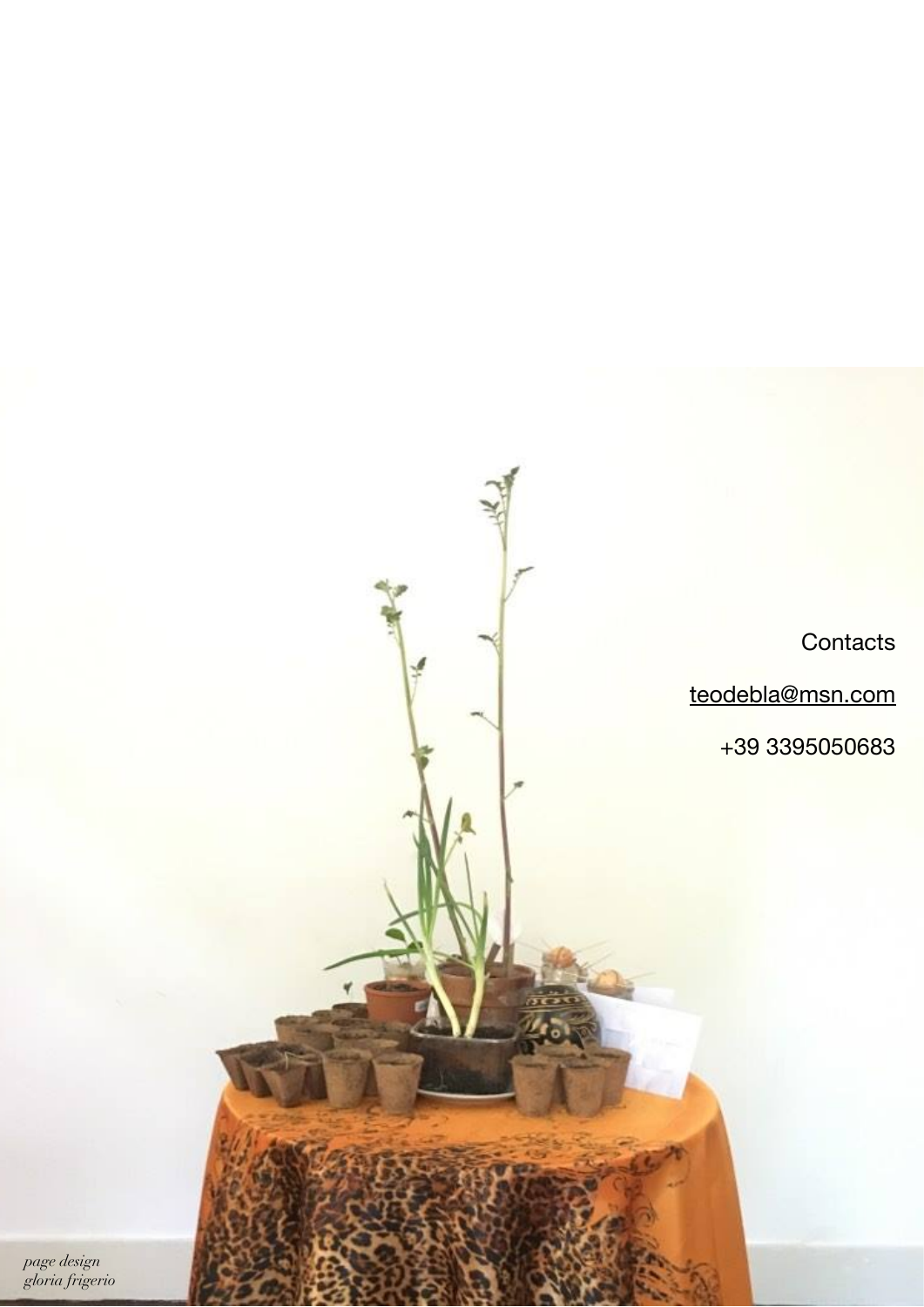Contacts

teodebla@msn.com

+39 3395050683

*page design*
*gloria frigerio*